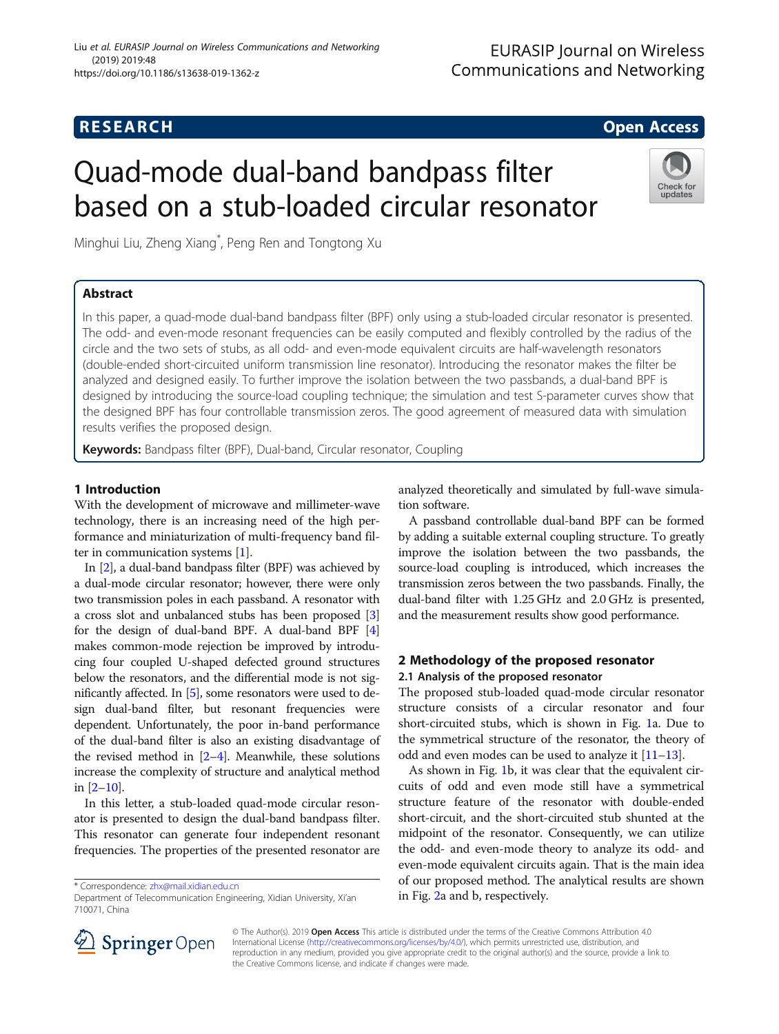# Quad-mode dual-band bandpass filter based on a stub-loaded circular resonator

Minghui Liu, Zheng Xiang*, Peng Ren and Tongtong Xu

## Abstract

In this paper, a quad-mode dual-band bandpass filter (BPF) only using a stub-loaded circular resonator is presented. The odd- and even-mode resonant frequencies can be easily computed and flexibly controlled by the radius of the circle and the two sets of stubs, as all odd- and even-mode equivalent circuits are half-wavelength resonators (double-ended short-circuited uniform transmission line resonator). Introducing the resonator makes the filter be analyzed and designed easily. To further improve the isolation between the two passbands, a dual-band BPF is designed by introducing the source-load coupling technique; the simulation and test S-parameter curves show that the designed BPF has four controllable transmission zeros. The good agreement of measured data with simulation results verifies the proposed design.

**Keywords:** Bandpass filter (BPF), Dual-band, Circular resonator, Coupling

## 1 Introduction

With the development of microwave and millimeter-wave technology, there is an increasing need of the high performance and miniaturization of multi-frequency band filter in communication systems [1].

In [2], a dual-band bandpass filter (BPF) was achieved by a dual-mode circular resonator; however, there were only two transmission poles in each passband. A resonator with a cross slot and unbalanced stubs has been proposed [3] for the design of dual-band BPF. A dual-band BPF [4] makes common-mode rejection be improved by introducing four coupled U-shaped defected ground structures below the resonators, and the differential mode is not significantly affected. In [5], some resonators were used to design dual-band filter, but resonant frequencies were dependent. Unfortunately, the poor in-band performance of the dual-band filter is also an existing disadvantage of the revised method in [2–4]. Meanwhile, these solutions increase the complexity of structure and analytical method in [2–10].

In this letter, a stub-loaded quad-mode circular resonator is presented to design the dual-band bandpass filter. This resonator can generate four independent resonant frequencies. The properties of the presented resonator are analyzed theoretically and simulated by full-wave simulation software.

A passband controllable dual-band BPF can be formed by adding a suitable external coupling structure. To greatly improve the isolation between the two passbands, the source-load coupling is introduced, which increases the transmission zeros between the two passbands. Finally, the dual-band filter with 1.25 GHz and 2.0 GHz is presented, and the measurement results show good performance.

## 2 Methodology of the proposed resonator

### 2.1 Analysis of the proposed resonator

The proposed stub-loaded quad-mode circular resonator structure consists of a circular resonator and four short-circuited stubs, which is shown in Fig. 1a. Due to the symmetrical structure of the resonator, the theory of odd and even modes can be used to analyze it [11–13].

As shown in Fig. 1b, it was clear that the equivalent circuits of odd and even mode still have a symmetrical structure feature of the resonator with double-ended short-circuit, and the short-circuited stub shunted at the midpoint of the resonator. Consequently, we can utilize the odd- and even-mode theory to analyze its odd- and even-mode equivalent circuits again. That is the main idea of our proposed method. The analytical results are shown in Fig. 2a and b, respectively.

\* Correspondence: zhx@mail.xidian.edu.cn
Department of Telecommunication Engineering, Xidian University, Xi'an 710071, China

© The Author(s). 2019 **Open Access** This article is distributed under the terms of the Creative Commons Attribution 4.0 International License (http://creativecommons.org/licenses/by/4.0/), which permits unrestricted use, distribution, and reproduction in any medium, provided you give appropriate credit to the original author(s) and the source, provide a link to the Creative Commons license, and indicate if changes were made.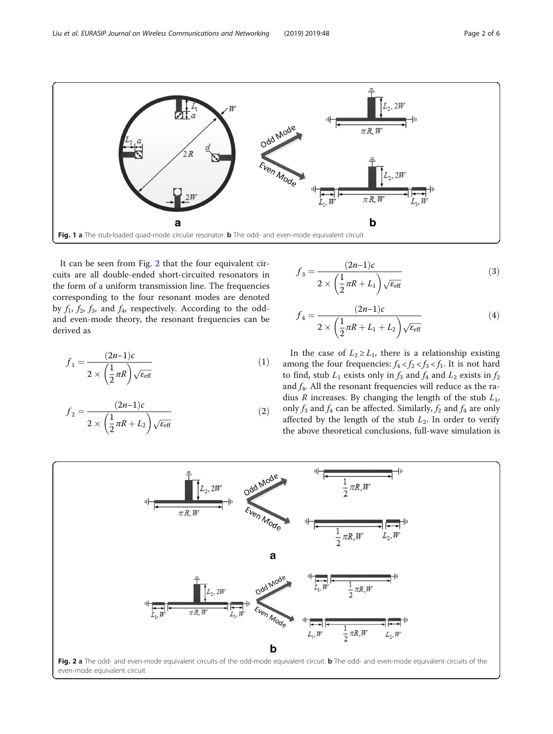Fig. 1 **a** The stub-loaded quad-mode circular resonator. **b** The odd- and even-mode equivalent circuit

It can be seen from Fig. 2 that the four equivalent circuits are all double-ended short-circuited resonators in the form of a uniform transmission line. The frequencies corresponding to the four resonant modes are denoted by $f_1$, $f_2$, $f_3$, and $f_4$, respectively. According to the odd- and even-mode theory, the resonant frequencies can be derived as

$$f_1 = \frac{(2n-1)c}{2 \times \left(\frac{1}{2}\pi R\right)\sqrt{\varepsilon_{\text{eff}}}} \tag{1}$$

$$f_2 = \frac{(2n-1)c}{2 \times \left(\frac{1}{2}\pi R + L_2\right)\sqrt{\varepsilon_{\text{eff}}}} \tag{2}$$

$$f_3 = \frac{(2n-1)c}{2 \times \left(\frac{1}{2}\pi R + L_1\right)\sqrt{\varepsilon_{\text{eff}}}} \tag{3}$$

$$f_4 = \frac{(2n-1)c}{2 \times \left(\frac{1}{2}\pi R + L_1 + L_2\right)\sqrt{\varepsilon_{\text{eff}}}} \tag{4}$$

In the case of $L_2 \geq L_1$, there is a relationship existing among the four frequencies: $f_4 < f_2 < f_3 < f_1$. It is not hard to find, stub $L_1$ exists only in $f_3$ and $f_4$ and $L_2$ exists in $f_2$ and $f_4$. All the resonant frequencies will reduce as the radius $R$ increases. By changing the length of the stub $L_1$, only $f_3$ and $f_4$ can be affected. Similarly, $f_2$ and $f_4$ are only affected by the length of the stub $L_2$. In order to verify the above theoretical conclusions, full-wave simulation is

Fig. 2 **a** The odd- and even-mode equivalent circuits of the odd-mode equivalent circuit. **b** The odd- and even-mode equivalent circuits of the even-mode equivalent circuit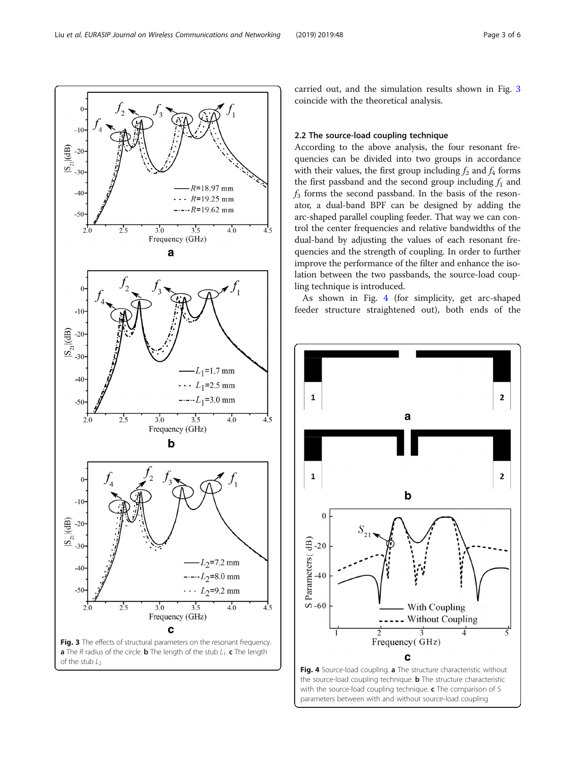carried out, and the simulation results shown in Fig. 3 coincide with the theoretical analysis.

### 2.2 The source-load coupling technique

According to the above analysis, the four resonant frequencies can be divided into two groups in accordance with their values, the first group including $f_2$ and $f_4$ forms the first passband and the second group including $f_1$ and $f_3$ forms the second passband. In the basis of the resonator, a dual-band BPF can be designed by adding the arc-shaped parallel coupling feeder. That way we can control the center frequencies and relative bandwidths of the dual-band by adjusting the values of each resonant frequencies and the strength of coupling. In order to further improve the performance of the filter and enhance the isolation between the two passbands, the source-load coupling technique is introduced.

As shown in Fig. 4 (for simplicity, get arc-shaped feeder structure straightened out), both ends of the

**Fig. 3** The effects of structural parameters on the resonant frequency. **a** The $R$ radius of the circle. **b** The length of the stub $L_1$. **c** The length of the stub $L_2$

**Fig. 4** Source-load coupling. **a** The structure characteristic without the source-load coupling technique. **b** The structure characteristic with the source-load coupling technique. **c** The comparison of S parameters between with and without source-load coupling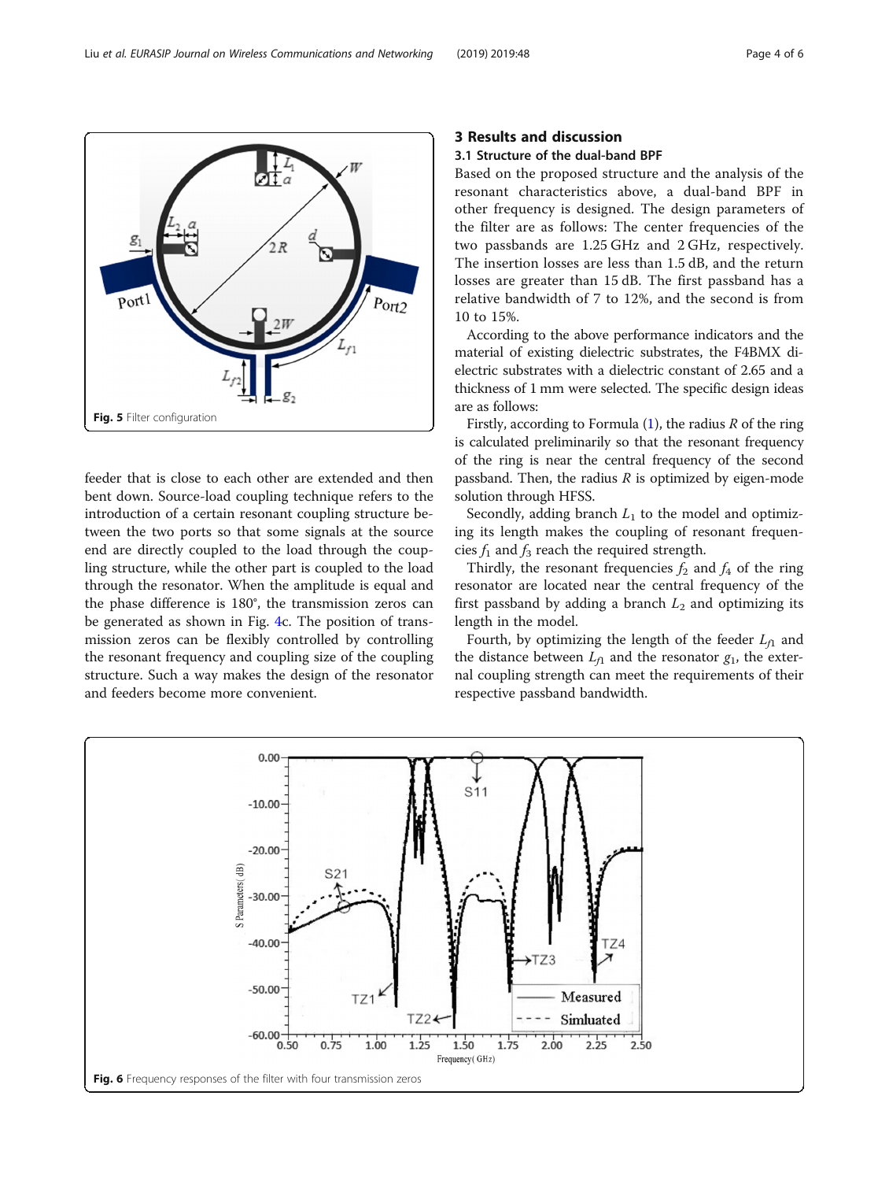Fig. 5 Filter configuration

feeder that is close to each other are extended and then bent down. Source-load coupling technique refers to the introduction of a certain resonant coupling structure between the two ports so that some signals at the source end are directly coupled to the load through the coupling structure, while the other part is coupled to the load through the resonator. When the amplitude is equal and the phase difference is 180°, the transmission zeros can be generated as shown in Fig. 4c. The position of transmission zeros can be flexibly controlled by controlling the resonant frequency and coupling size of the coupling structure. Such a way makes the design of the resonator and feeders become more convenient.

## 3 Results and discussion

### 3.1 Structure of the dual-band BPF

Based on the proposed structure and the analysis of the resonant characteristics above, a dual-band BPF in other frequency is designed. The design parameters of the filter are as follows: The center frequencies of the two passbands are 1.25 GHz and 2 GHz, respectively. The insertion losses are less than 1.5 dB, and the return losses are greater than 15 dB. The first passband has a relative bandwidth of 7 to 12%, and the second is from 10 to 15%.

According to the above performance indicators and the material of existing dielectric substrates, the F4BMX dielectric substrates with a dielectric constant of 2.65 and a thickness of 1 mm were selected. The specific design ideas are as follows:

Firstly, according to Formula (1), the radius $R$ of the ring is calculated preliminarily so that the resonant frequency of the ring is near the central frequency of the second passband. Then, the radius $R$ is optimized by eigen-mode solution through HFSS.

Secondly, adding branch $L_1$ to the model and optimizing its length makes the coupling of resonant frequencies $f_1$ and $f_3$ reach the required strength.

Thirdly, the resonant frequencies $f_2$ and $f_4$ of the ring resonator are located near the central frequency of the first passband by adding a branch $L_2$ and optimizing its length in the model.

Fourth, by optimizing the length of the feeder $L_{f1}$ and the distance between $L_{f1}$ and the resonator $g_1$, the external coupling strength can meet the requirements of their respective passband bandwidth.

Fig. 6 Frequency responses of the filter with four transmission zeros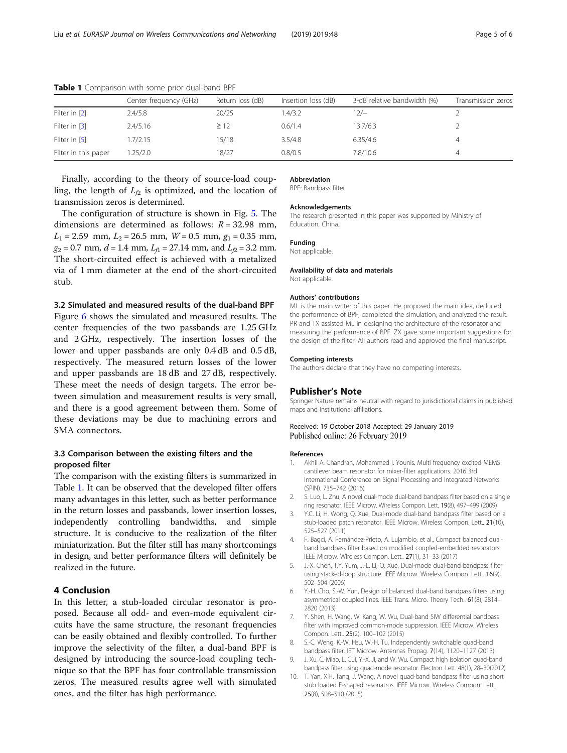**Table 1** Comparison with some prior dual-band BPF

| | Center frequency (GHz) | Return loss (dB) | Insertion loss (dB) | 3-dB relative bandwidth (%) | Transmission zeros |
|---|---|---|---|---|---|
| Filter in [2] | 2.4/5.8 | 20/25 | 1.4/3.2 | 12/– | 2 |
| Filter in [3] | 2.4/5.16 | ≥ 12 | 0.6/1.4 | 13.7/6.3 | 2 |
| Filter in [5] | 1.7/2.15 | 15/18 | 3.5/4.8 | 6.35/4.6 | 4 |
| Filter in this paper | 1.25/2.0 | 18/27 | 0.8/0.5 | 7.8/10.6 | 4 |

Finally, according to the theory of source-load coupling, the length of $L_{f2}$ is optimized, and the location of transmission zeros is determined.

The configuration of structure is shown in Fig. 5. The dimensions are determined as follows: $R = 32.98$ mm, $L_1 = 2.59$ mm, $L_2 = 26.5$ mm, $W = 0.5$ mm, $g_1 = 0.35$ mm, $g_2 = 0.7$ mm, $d = 1.4$ mm, $L_{f1} = 27.14$ mm, and $L_{f2} = 3.2$ mm. The short-circuited effect is achieved with a metalized via of 1 mm diameter at the end of the short-circuited stub.

### 3.2 Simulated and measured results of the dual-band BPF

Figure 6 shows the simulated and measured results. The center frequencies of the two passbands are 1.25 GHz and 2 GHz, respectively. The insertion losses of the lower and upper passbands are only 0.4 dB and 0.5 dB, respectively. The measured return losses of the lower and upper passbands are 18 dB and 27 dB, respectively. These meet the needs of design targets. The error between simulation and measurement results is very small, and there is a good agreement between them. Some of these deviations may be due to machining errors and SMA connectors.

### 3.3 Comparison between the existing filters and the proposed filter

The comparison with the existing filters is summarized in Table 1. It can be observed that the developed filter offers many advantages in this letter, such as better performance in the return losses and passbands, lower insertion losses, independently controlling bandwidths, and simple structure. It is conducive to the realization of the filter miniaturization. But the filter still has many shortcomings in design, and better performance filters will definitely be realized in the future.

## 4 Conclusion

In this letter, a stub-loaded circular resonator is proposed. Because all odd- and even-mode equivalent circuits have the same structure, the resonant frequencies can be easily obtained and flexibly controlled. To further improve the selectivity of the filter, a dual-band BPF is designed by introducing the source-load coupling technique so that the BPF has four controllable transmission zeros. The measured results agree well with simulated ones, and the filter has high performance.

#### Abbreviation

BPF: Bandpass filter

#### Acknowledgements

The research presented in this paper was supported by Ministry of Education, China.

#### Funding

Not applicable.

#### Availability of data and materials

Not applicable.

#### Authors' contributions

ML is the main writer of this paper. He proposed the main idea, deduced the performance of BPF, completed the simulation, and analyzed the result. PR and TX assisted ML in designing the architecture of the resonator and measuring the performance of BPF. ZX gave some important suggestions for the design of the filter. All authors read and approved the final manuscript.

#### Competing interests

The authors declare that they have no competing interests.

## Publisher's Note

Springer Nature remains neutral with regard to jurisdictional claims in published maps and institutional affiliations.

Received: 19 October 2018 Accepted: 29 January 2019
Published online: 26 February 2019

#### References

1. Akhil A. Chandran, Mohammed I. Younis. Multi frequency excited MEMS cantilever beam resonator for mixer-filter applications. 2016 3rd International Conference on Signal Processing and Integrated Networks (SPIN). 735–742 (2016)
2. S. Luo, L. Zhu, A novel dual-mode dual-band bandpass filter based on a single ring resonator. IEEE Microw. Wireless Compon. Lett. **19**(8), 497–499 (2009)
3. Y.C. Li, H. Wong, Q. Xue, Dual-mode dual-band bandpass filter based on a stub-loaded patch resonator. IEEE Microw. Wireless Compon. Lett.. **21**(10), 525–527 (2011)
4. F. Bagci, A. Fernández-Prieto, A. Lujambio, et al., Compact balanced dual-band bandpass filter based on modified coupled-embedded resonators. IEEE Microw. Wireless Compon. Lett.. **27**(1), 31–33 (2017)
5. J.-X. Chen, T.Y. Yum, J.-L. Li, Q. Xue, Dual-mode dual-band bandpass filter using stacked-loop structure. IEEE Microw. Wireless Compon. Lett.. **16**(9), 502–504 (2006)
6. Y.-H. Cho, S.-W. Yun, Design of balanced dual-band bandpass filters using asymmetrical coupled lines. IEEE Trans. Micro. Theory Tech.. **61**(8), 2814–2820 (2013)
7. Y. Shen, H. Wang, W. Kang, W. Wu, Dual-band SIW differential bandpass filter with improved common-mode suppression. IEEE Microw. Wireless Compon. Lett.. **25**(2), 100–102 (2015)
8. S.-C. Weng, K.-W. Hsu, W.-H. Tu, Independently switchable quad-band bandpass filter. IET Microw. Antennas Propag. **7**(14), 1120–1127 (2013)
9. J. Xu, C. Miao, L. Cui, Y.-X. Ji, and W. Wu. Compact high isolation quad-band bandpass filter using quad-mode resonator. Electron. Lett. 48(1), 28–30(2012)
10. T. Yan, X.H. Tang, J. Wang, A novel quad-band bandpass filter using short stub loaded E-shaped resonatros. IEEE Microw. Wireless Compon. Lett.. **25**(8), 508–510 (2015)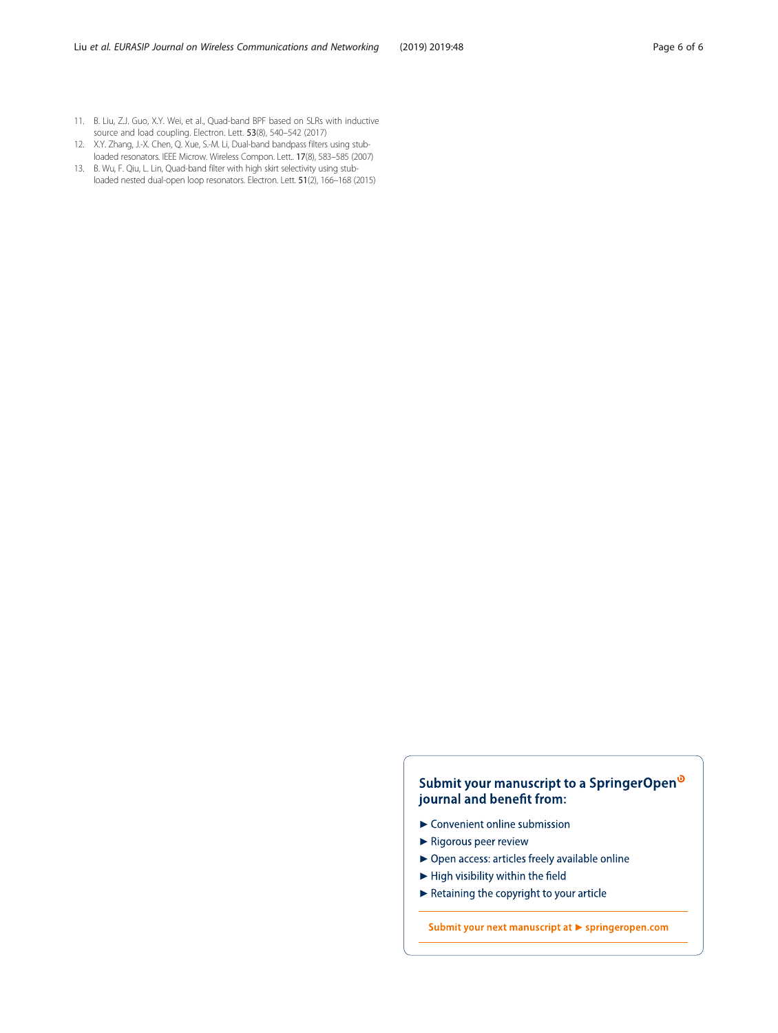11. B. Liu, Z.J. Guo, X.Y. Wei, et al., Quad-band BPF based on SLRs with inductive source and load coupling. Electron. Lett. **53**(8), 540–542 (2017)
12. X.Y. Zhang, J.-X. Chen, Q. Xue, S.-M. Li, Dual-band bandpass filters using stub-loaded resonators. IEEE Microw. Wireless Compon. Lett.. **17**(8), 583–585 (2007)
13. B. Wu, F. Qiu, L. Lin, Quad-band filter with high skirt selectivity using stub-loaded nested dual-open loop resonators. Electron. Lett. **51**(2), 166–168 (2015)

**Submit your manuscript to a SpringerOpen journal and benefit from:**

- ► Convenient online submission
- ► Rigorous peer review
- ► Open access: articles freely available online
- ► High visibility within the field
- ► Retaining the copyright to your article

**Submit your next manuscript at ► springeropen.com**